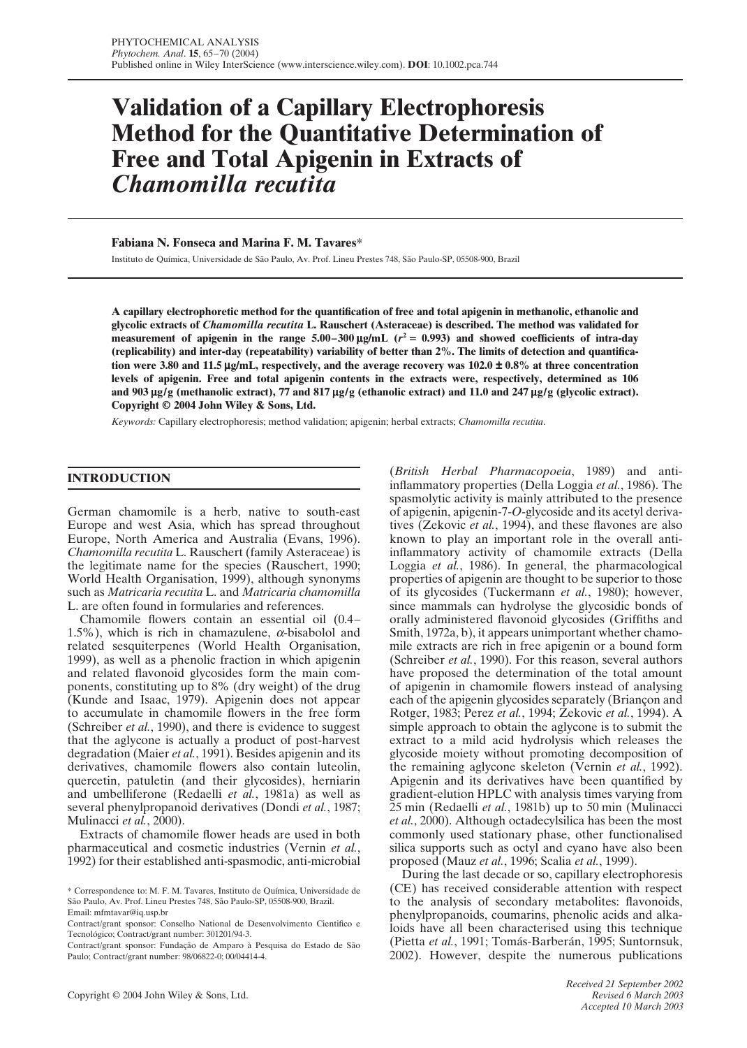# Validation of a Capillary Electrophoresis Method for the Quantitative Determination of Free and Total Apigenin in Extracts of *Chamomilla recutita*

**Fabiana N. Fonseca and Marina F. M. Tavares***

Instituto de Química, Universidade de São Paulo, Av. Prof. Lineu Prestes 748, São Paulo-SP, 05508-900, Brazil

**A capillary electrophoretic method for the quantification of free and total apigenin in methanolic, ethanolic and glycolic extracts of *Chamomilla recutita* L. Rauschert (Asteraceae) is described. The method was validated for measurement of apigenin in the range 5.00–300 μg/mL ($r^2 = 0.993$) and showed coefficients of intra-day (replicability) and inter-day (repeatability) variability of better than 2%. The limits of detection and quantification were 3.80 and 11.5 μg/mL, respectively, and the average recovery was 102.0 ± 0.8% at three concentration levels of apigenin. Free and total apigenin contents in the extracts were, respectively, determined as 106 and 903 μg/g (methanolic extract), 77 and 817 μg/g (ethanolic extract) and 11.0 and 247 μg/g (glycolic extract). Copyright © 2004 John Wiley & Sons, Ltd.**

*Keywords:* Capillary electrophoresis; method validation; apigenin; herbal extracts; *Chamomilla recutita*.

## INTRODUCTION

German chamomile is a herb, native to south-east Europe and west Asia, which has spread throughout Europe, North America and Australia (Evans, 1996). *Chamomilla recutita* L. Rauschert (family Asteraceae) is the legitimate name for the species (Rauschert, 1990; World Health Organisation, 1999), although synonyms such as *Matricaria recutita* L. and *Matricaria chamomilla* L. are often found in formularies and references.

Chamomile flowers contain an essential oil (0.4–1.5%), which is rich in chamazulene, α-bisabolol and related sesquiterpenes (World Health Organisation, 1999), as well as a phenolic fraction in which apigenin and related flavonoid glycosides form the main components, constituting up to 8% (dry weight) of the drug (Kunde and Isaac, 1979). Apigenin does not appear to accumulate in chamomile flowers in the free form (Schreiber *et al.*, 1990), and there is evidence to suggest that the aglycone is actually a product of post-harvest degradation (Maier *et al.*, 1991). Besides apigenin and its derivatives, chamomile flowers also contain luteolin, quercetin, patuletin (and their glycosides), herniarin and umbelliferone (Redaelli *et al.*, 1981a) as well as several phenylpropanoid derivatives (Dondi *et al.*, 1987; Mulinacci *et al.*, 2000).

Extracts of chamomile flower heads are used in both pharmaceutical and cosmetic industries (Vernin *et al.*, 1992) for their established anti-spasmodic, anti-microbial (*British Herbal Pharmacopoeia*, 1989) and anti-inflammatory properties (Della Loggia *et al.*, 1986). The spasmolytic activity is mainly attributed to the presence of apigenin, apigenin-7-*O*-glycoside and its acetyl derivatives (Zekovic *et al.*, 1994), and these flavones are also known to play an important role in the overall anti-inflammatory activity of chamomile extracts (Della Loggia *et al.*, 1986). In general, the pharmacological properties of apigenin are thought to be superior to those of its glycosides (Tuckermann *et al.*, 1980); however, since mammals can hydrolyse the glycosidic bonds of orally administered flavonoid glycosides (Griffiths and Smith, 1972a, b), it appears unimportant whether chamomile extracts are rich in free apigenin or a bound form (Schreiber *et al.*, 1990). For this reason, several authors have proposed the determination of the total amount of apigenin in chamomile flowers instead of analysing each of the apigenin glycosides separately (Briançon and Rotger, 1983; Perez *et al.*, 1994; Zekovic *et al.*, 1994). A simple approach to obtain the aglycone is to submit the extract to a mild acid hydrolysis which releases the glycoside moiety without promoting decomposition of the remaining aglycone skeleton (Vernin *et al.*, 1992). Apigenin and its derivatives have been quantified by gradient-elution HPLC with analysis times varying from 25 min (Redaelli *et al.*, 1981b) up to 50 min (Mulinacci *et al.*, 2000). Although octadecylsilica has been the most commonly used stationary phase, other functionalised silica supports such as octyl and cyano have also been proposed (Mauz *et al.*, 1996; Scalia *et al.*, 1999).

During the last decade or so, capillary electrophoresis (CE) has received considerable attention with respect to the analysis of secondary metabolites: flavonoids, phenylpropanoids, coumarins, phenolic acids and alkaloids have all been characterised using this technique (Pietta *et al.*, 1991; Tomás-Barberán, 1995; Suntornsuk, 2002). However, despite the numerous publications

\* Correspondence to: M. F. M. Tavares, Instituto de Química, Universidade de São Paulo, Av. Prof. Lineu Prestes 748, São Paulo-SP, 05508-900, Brazil.
Email: mfmtavar@iq.usp.br

Contract/grant sponsor: Conselho National de Desenvolvimento Cientifico e Tecnológico; Contract/grant number: 301201/94-3.

Contract/grant sponsor: Fundação de Amparo à Pesquisa do Estado de São Paulo; Contract/grant number: 98/06822-0; 00/04414-4.

*Received 21 September 2002*
*Revised 6 March 2003*
*Accepted 10 March 2003*

Copyright © 2004 John Wiley & Sons, Ltd.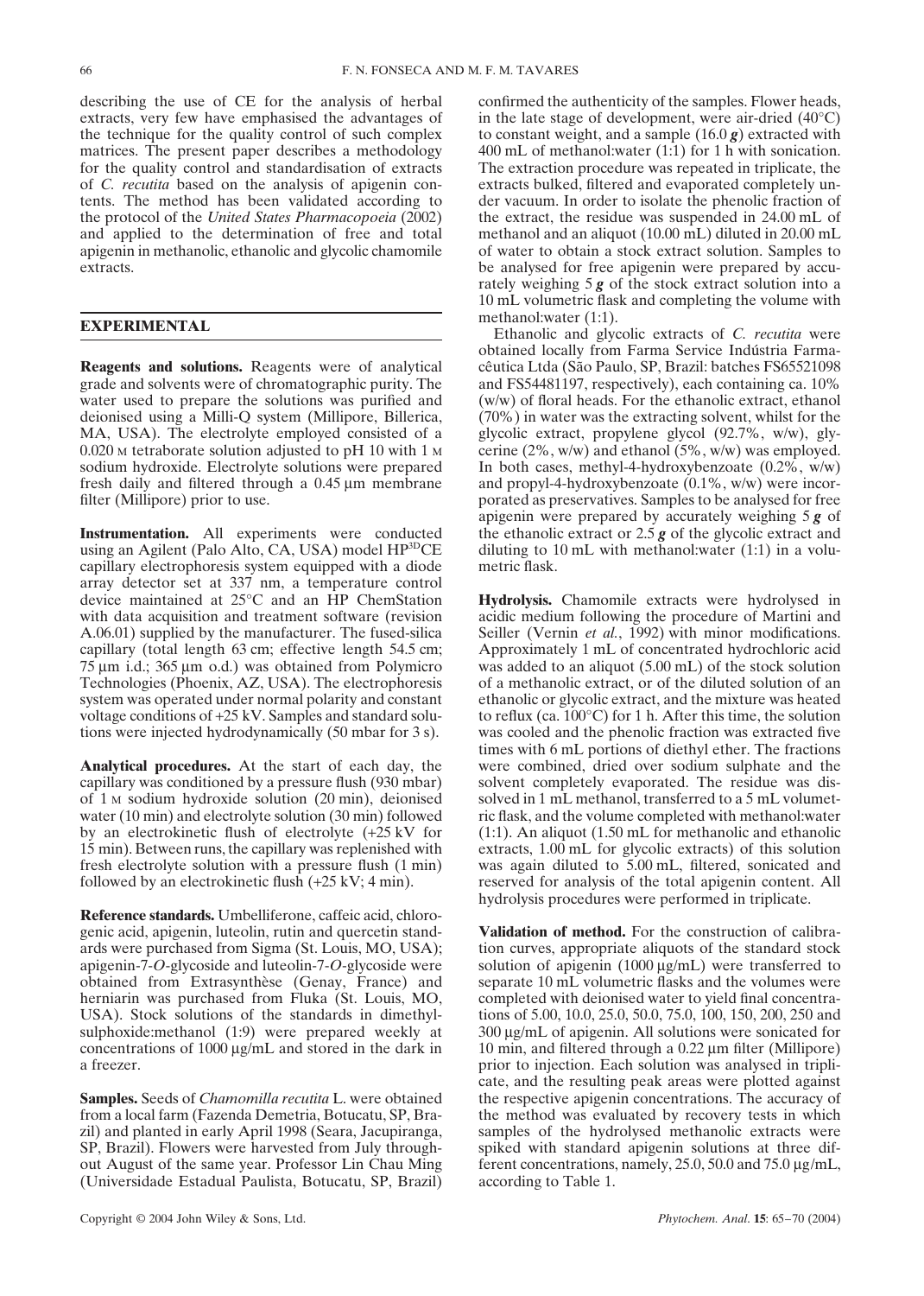describing the use of CE for the analysis of herbal extracts, very few have emphasised the advantages of the technique for the quality control of such complex matrices. The present paper describes a methodology for the quality control and standardisation of extracts of *C. recutita* based on the analysis of apigenin contents. The method has been validated according to the protocol of the *United States Pharmacopoeia* (2002) and applied to the determination of free and total apigenin in methanolic, ethanolic and glycolic chamomile extracts.

## EXPERIMENTAL

**Reagents and solutions.** Reagents were of analytical grade and solvents were of chromatographic purity. The water used to prepare the solutions was purified and deionised using a Milli-Q system (Millipore, Billerica, MA, USA). The electrolyte employed consisted of a 0.020 M tetraborate solution adjusted to pH 10 with 1 M sodium hydroxide. Electrolyte solutions were prepared fresh daily and filtered through a 0.45 μm membrane filter (Millipore) prior to use.

**Instrumentation.** All experiments were conducted using an Agilent (Palo Alto, CA, USA) model HP$^{3D}$CE capillary electrophoresis system equipped with a diode array detector set at 337 nm, a temperature control device maintained at 25°C and an HP ChemStation with data acquisition and treatment software (revision A.06.01) supplied by the manufacturer. The fused-silica capillary (total length 63 cm; effective length 54.5 cm; 75 μm i.d.; 365 μm o.d.) was obtained from Polymicro Technologies (Phoenix, AZ, USA). The electrophoresis system was operated under normal polarity and constant voltage conditions of +25 kV. Samples and standard solutions were injected hydrodynamically (50 mbar for 3 s).

**Analytical procedures.** At the start of each day, the capillary was conditioned by a pressure flush (930 mbar) of 1 M sodium hydroxide solution (20 min), deionised water (10 min) and electrolyte solution (30 min) followed by an electrokinetic flush of electrolyte (+25 kV for 15 min). Between runs, the capillary was replenished with fresh electrolyte solution with a pressure flush (1 min) followed by an electrokinetic flush (+25 kV; 4 min).

**Reference standards.** Umbelliferone, caffeic acid, chlorogenic acid, apigenin, luteolin, rutin and quercetin standards were purchased from Sigma (St. Louis, MO, USA); apigenin-7-*O*-glycoside and luteolin-7-*O*-glycoside were obtained from Extrasynthèse (Genay, France) and herniarin was purchased from Fluka (St. Louis, MO, USA). Stock solutions of the standards in dimethylsulphoxide:methanol (1:9) were prepared weekly at concentrations of 1000 μg/mL and stored in the dark in a freezer.

**Samples.** Seeds of *Chamomilla recutita* L. were obtained from a local farm (Fazenda Demetria, Botucatu, SP, Brazil) and planted in early April 1998 (Seara, Jacupiranga, SP, Brazil). Flowers were harvested from July throughout August of the same year. Professor Lin Chau Ming (Universidade Estadual Paulista, Botucatu, SP, Brazil) confirmed the authenticity of the samples. Flower heads, in the late stage of development, were air-dried (40°C) to constant weight, and a sample (16.0 ***g***) extracted with 400 mL of methanol:water (1:1) for 1 h with sonication. The extraction procedure was repeated in triplicate, the extracts bulked, filtered and evaporated completely under vacuum. In order to isolate the phenolic fraction of the extract, the residue was suspended in 24.00 mL of methanol and an aliquot (10.00 mL) diluted in 20.00 mL of water to obtain a stock extract solution. Samples to be analysed for free apigenin were prepared by accurately weighing 5 ***g*** of the stock extract solution into a 10 mL volumetric flask and completing the volume with methanol:water (1:1).

Ethanolic and glycolic extracts of *C. recutita* were obtained locally from Farma Service Indústria Farmacêutica Ltda (São Paulo, SP, Brazil: batches FS65521098 and FS54481197, respectively), each containing ca. 10% (w/w) of floral heads. For the ethanolic extract, ethanol (70%) in water was the extracting solvent, whilst for the glycolic extract, propylene glycol (92.7%, w/w), glycerine (2%, w/w) and ethanol (5%, w/w) was employed. In both cases, methyl-4-hydroxybenzoate (0.2%, w/w) and propyl-4-hydroxybenzoate (0.1%, w/w) were incorporated as preservatives. Samples to be analysed for free apigenin were prepared by accurately weighing 5 ***g*** of the ethanolic extract or 2.5 ***g*** of the glycolic extract and diluting to 10 mL with methanol:water (1:1) in a volumetric flask.

**Hydrolysis.** Chamomile extracts were hydrolysed in acidic medium following the procedure of Martini and Seiller (Vernin *et al.*, 1992) with minor modifications. Approximately 1 mL of concentrated hydrochloric acid was added to an aliquot (5.00 mL) of the stock solution of a methanolic extract, or of the diluted solution of an ethanolic or glycolic extract, and the mixture was heated to reflux (ca. 100°C) for 1 h. After this time, the solution was cooled and the phenolic fraction was extracted five times with 6 mL portions of diethyl ether. The fractions were combined, dried over sodium sulphate and the solvent completely evaporated. The residue was dissolved in 1 mL methanol, transferred to a 5 mL volumetric flask, and the volume completed with methanol:water (1:1). An aliquot (1.50 mL for methanolic and ethanolic extracts, 1.00 mL for glycolic extracts) of this solution was again diluted to 5.00 mL, filtered, sonicated and reserved for analysis of the total apigenin content. All hydrolysis procedures were performed in triplicate.

**Validation of method.** For the construction of calibration curves, appropriate aliquots of the standard stock solution of apigenin (1000 μg/mL) were transferred to separate 10 mL volumetric flasks and the volumes were completed with deionised water to yield final concentrations of 5.00, 10.0, 25.0, 50.0, 75.0, 100, 150, 200, 250 and 300 μg/mL of apigenin. All solutions were sonicated for 10 min, and filtered through a 0.22 μm filter (Millipore) prior to injection. Each solution was analysed in triplicate, and the resulting peak areas were plotted against the respective apigenin concentrations. The accuracy of the method was evaluated by recovery tests in which samples of the hydrolysed methanolic extracts were spiked with standard apigenin solutions at three different concentrations, namely, 25.0, 50.0 and 75.0 μg/mL, according to Table 1.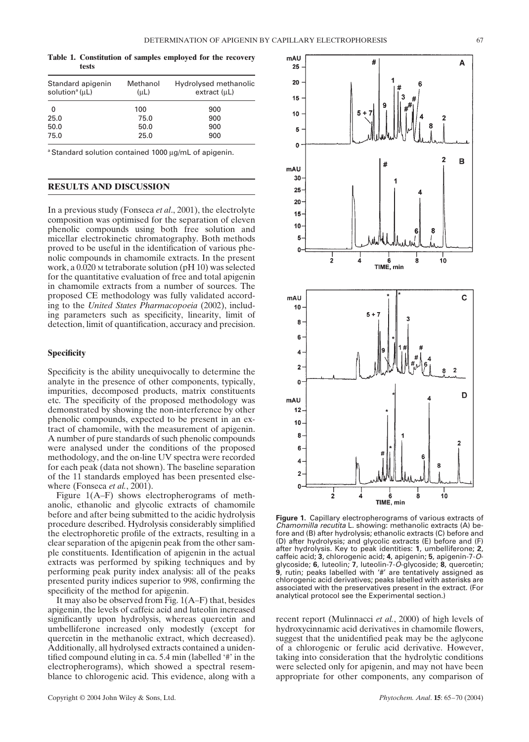**Table 1. Constitution of samples employed for the recovery tests**

| Standard apigenin solution[a] (μL) | Methanol (μL) | Hydrolysed methanolic extract (μL) |
|---|---|---|
| 0 | 100 | 900 |
| 25.0 | 75.0 | 900 |
| 50.0 | 50.0 | 900 |
| 75.0 | 25.0 | 900 |

[a] Standard solution contained 1000 μg/mL of apigenin.

## RESULTS AND DISCUSSION

In a previous study (Fonseca *et al*., 2001), the electrolyte composition was optimised for the separation of eleven phenolic compounds using both free solution and micellar electrokinetic chromatography. Both methods proved to be useful in the identification of various phenolic compounds in chamomile extracts. In the present work, a 0.020 M tetraborate solution (pH 10) was selected for the quantitative evaluation of free and total apigenin in chamomile extracts from a number of sources. The proposed CE methodology was fully validated according to the *United States Pharmacopoeia* (2002), including parameters such as specificity, linearity, limit of detection, limit of quantification, accuracy and precision.

### Specificity

Specificity is the ability unequivocally to determine the analyte in the presence of other components, typically, impurities, decomposed products, matrix constituents etc. The specificity of the proposed methodology was demonstrated by showing the non-interference by other phenolic compounds, expected to be present in an extract of chamomile, with the measurement of apigenin. A number of pure standards of such phenolic compounds were analysed under the conditions of the proposed methodology, and the on-line UV spectra were recorded for each peak (data not shown). The baseline separation of the 11 standards employed has been presented elsewhere (Fonseca *et al.*, 2001).

Figure 1(A–F) shows electropherograms of methanolic, ethanolic and glycolic extracts of chamomile before and after being submitted to the acidic hydrolysis procedure described. Hydrolysis considerably simplified the electrophoretic profile of the extracts, resulting in a clear separation of the apigenin peak from the other sample constituents. Identification of apigenin in the actual extracts was performed by spiking techniques and by performing peak purity index analysis: all of the peaks presented purity indices superior to 998, confirming the specificity of the method for apigenin.

It may also be observed from Fig. 1(A–F) that, besides apigenin, the levels of caffeic acid and luteolin increased significantly upon hydrolysis, whereas quercetin and umbelliferone increased only modestly (except for quercetin in the methanolic extract, which decreased). Additionally, all hydrolysed extracts contained a unidentified compound eluting in ca. 5.4 min (labelled '#' in the electropherograms), which showed a spectral resemblance to chlorogenic acid. This evidence, along with a recent report (Mulinnacci *et al.*, 2000) of high levels of hydroxycinnamic acid derivatives in chamomile flowers, suggest that the unidentified peak may be the aglycone of a chlorogenic or ferulic acid derivative. However, taking into consideration that the hydrolytic conditions were selected only for apigenin, and may not have been appropriate for other components, any comparison of

**Figure 1.** Capillary electropherograms of various extracts of *Chamomilla recutita* L. showing: methanolic extracts (A) before and (B) after hydrolysis; ethanolic extracts (C) before and (D) after hydrolysis; and glycolic extracts (E) before and (F) after hydrolysis. Key to peak identities: **1**, umbelliferone; **2**, caffeic acid; **3**, chlorogenic acid; **4**, apigenin; **5**, apigenin-7-*O*-glycoside; **6**, luteolin; **7**, luteolin-7-*O*-glycoside; **8**, quercetin; **9**, rutin; peaks labelled with '#' are tentatively assigned as chlorogenic acid derivatives; peaks labelled with asterisks are associated with the preservatives present in the extract. (For analytical protocol see the Experimental section.)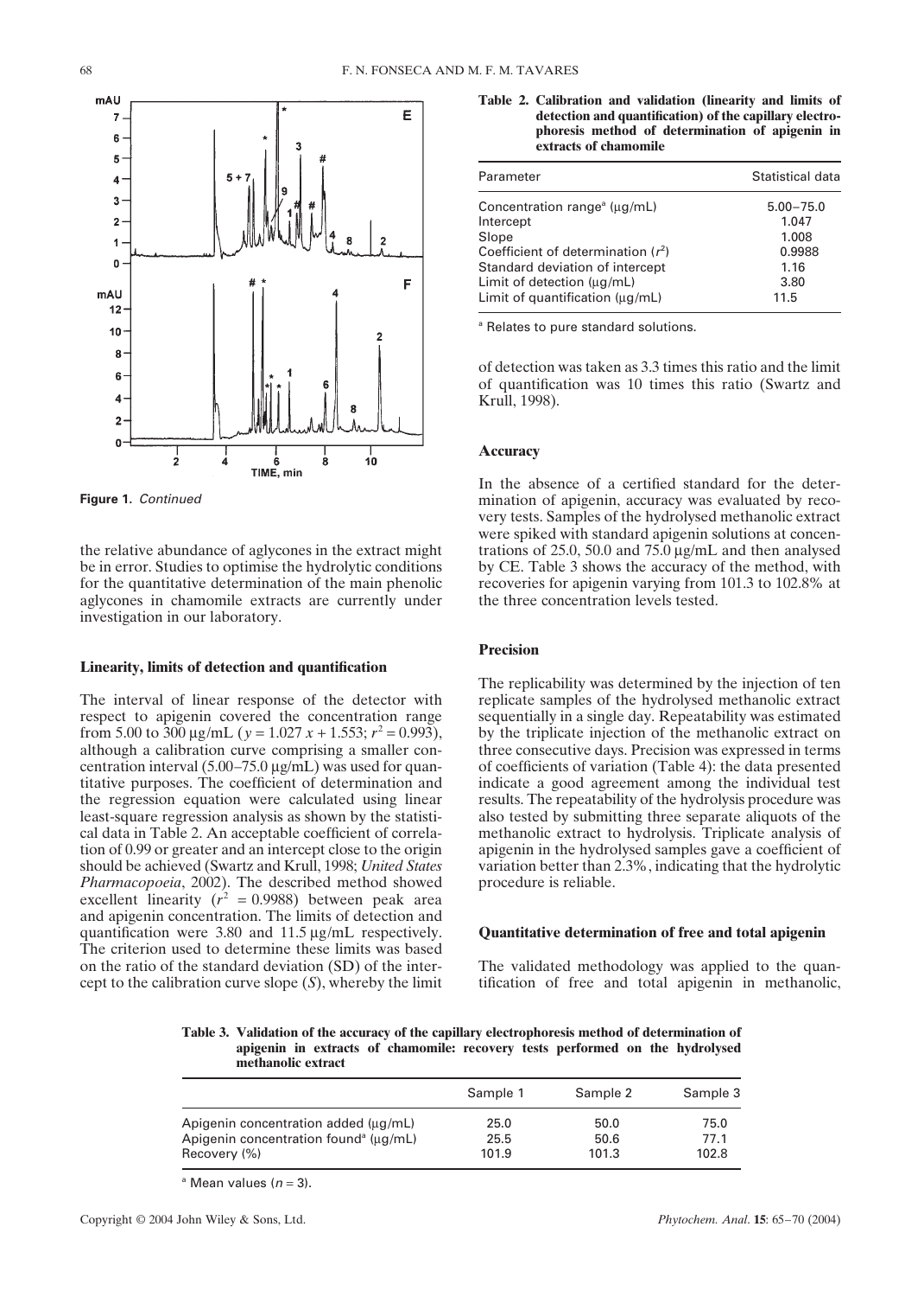**Figure 1.** *Continued*

the relative abundance of aglycones in the extract might be in error. Studies to optimise the hydrolytic conditions for the quantitative determination of the main phenolic aglycones in chamomile extracts are currently under investigation in our laboratory.

### Linearity, limits of detection and quantification

The interval of linear response of the detector with respect to apigenin covered the concentration range from 5.00 to 300 µg/mL ($y = 1.027\,x + 1.553$; $r^2 = 0.993$), although a calibration curve comprising a smaller concentration interval (5.00–75.0 µg/mL) was used for quantitative purposes. The coefficient of determination and the regression equation were calculated using linear least-square regression analysis as shown by the statistical data in Table 2. An acceptable coefficient of correlation of 0.99 or greater and an intercept close to the origin should be achieved (Swartz and Krull, 1998; *United States Pharmacopoeia*, 2002). The described method showed excellent linearity ($r^2 = 0.9988$) between peak area and apigenin concentration. The limits of detection and quantification were 3.80 and 11.5 µg/mL respectively. The criterion used to determine these limits was based on the ratio of the standard deviation (SD) of the intercept to the calibration curve slope ($S$), whereby the limit of detection was taken as 3.3 times this ratio and the limit of quantification was 10 times this ratio (Swartz and Krull, 1998).

**Table 2. Calibration and validation (linearity and limits of detection and quantification) of the capillary electrophoresis method of determination of apigenin in extracts of chamomile**

| Parameter | Statistical data |
|---|---|
| Concentration range[a] (µg/mL) | 5.00–75.0 |
| Intercept | 1.047 |
| Slope | 1.008 |
| Coefficient of determination ($r^2$) | 0.9988 |
| Standard deviation of intercept | 1.16 |
| Limit of detection (µg/mL) | 3.80 |
| Limit of quantification (µg/mL) | 11.5 |

[a] Relates to pure standard solutions.

### Accuracy

In the absence of a certified standard for the determination of apigenin, accuracy was evaluated by recovery tests. Samples of the hydrolysed methanolic extract were spiked with standard apigenin solutions at concentrations of 25.0, 50.0 and 75.0 µg/mL and then analysed by CE. Table 3 shows the accuracy of the method, with recoveries for apigenin varying from 101.3 to 102.8% at the three concentration levels tested.

### Precision

The replicability was determined by the injection of ten replicate samples of the hydrolysed methanolic extract sequentially in a single day. Repeatability was estimated by the triplicate injection of the methanolic extract on three consecutive days. Precision was expressed in terms of coefficients of variation (Table 4): the data presented indicate a good agreement among the individual test results. The repeatability of the hydrolysis procedure was also tested by submitting three separate aliquots of the methanolic extract to hydrolysis. Triplicate analysis of apigenin in the hydrolysed samples gave a coefficient of variation better than 2.3%, indicating that the hydrolytic procedure is reliable.

### Quantitative determination of free and total apigenin

The validated methodology was applied to the quantification of free and total apigenin in methanolic,

**Table 3. Validation of the accuracy of the capillary electrophoresis method of determination of apigenin in extracts of chamomile: recovery tests performed on the hydrolysed methanolic extract**

| | Sample 1 | Sample 2 | Sample 3 |
|---|---|---|---|
| Apigenin concentration added (µg/mL) | 25.0 | 50.0 | 75.0 |
| Apigenin concentration found[a] (µg/mL) | 25.5 | 50.6 | 77.1 |
| Recovery (%) | 101.9 | 101.3 | 102.8 |

[a] Mean values ($n = 3$).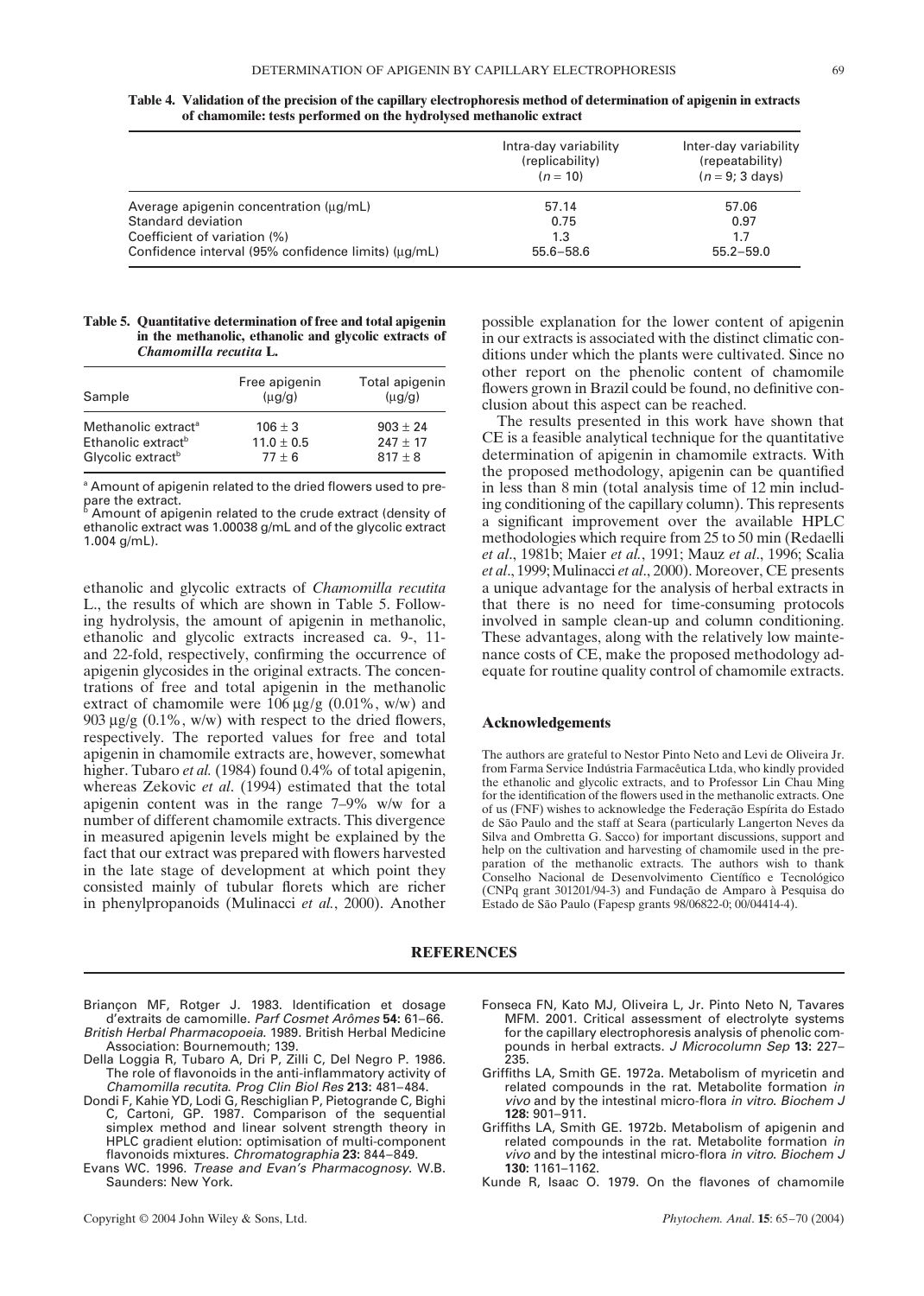**Table 4. Validation of the precision of the capillary electrophoresis method of determination of apigenin in extracts of chamomile: tests performed on the hydrolysed methanolic extract**

| | Intra-day variability (replicability) ($n = 10$) | Inter-day variability (repeatability) ($n = 9$; 3 days) |
|---|---|---|
| Average apigenin concentration (μg/mL) | 57.14 | 57.06 |
| Standard deviation | 0.75 | 0.97 |
| Coefficient of variation (%) | 1.3 | 1.7 |
| Confidence interval (95% confidence limits) (μg/mL) | 55.6–58.6 | 55.2–59.0 |

**Table 5. Quantitative determination of free and total apigenin in the methanolic, ethanolic and glycolic extracts of *Chamomilla recutita* L.**

| Sample | Free apigenin (μg/g) | Total apigenin (μg/g) |
|---|---|---|
| Methanolic extract[a] | 106 ± 3 | 903 ± 24 |
| Ethanolic extract[b] | 11.0 ± 0.5 | 247 ± 17 |
| Glycolic extract[b] | 77 ± 6 | 817 ± 8 |

[a] Amount of apigenin related to the dried flowers used to prepare the extract.
[b] Amount of apigenin related to the crude extract (density of ethanolic extract was 1.00038 g/mL and of the glycolic extract 1.004 g/mL).

ethanolic and glycolic extracts of *Chamomilla recutita* L., the results of which are shown in Table 5. Following hydrolysis, the amount of apigenin in methanolic, ethanolic and glycolic extracts increased ca. 9-, 11- and 22-fold, respectively, confirming the occurrence of apigenin glycosides in the original extracts. The concentrations of free and total apigenin in the methanolic extract of chamomile were 106 μg/g (0.01%, w/w) and 903 μg/g (0.1%, w/w) with respect to the dried flowers, respectively. The reported values for free and total apigenin in chamomile extracts are, however, somewhat higher. Tubaro *et al.* (1984) found 0.4% of total apigenin, whereas Zekovic *et al*. (1994) estimated that the total apigenin content was in the range 7–9% w/w for a number of different chamomile extracts. This divergence in measured apigenin levels might be explained by the fact that our extract was prepared with flowers harvested in the late stage of development at which point they consisted mainly of tubular florets which are richer in phenylpropanoids (Mulinacci *et al.*, 2000). Another possible explanation for the lower content of apigenin in our extracts is associated with the distinct climatic conditions under which the plants were cultivated. Since no other report on the phenolic content of chamomile flowers grown in Brazil could be found, no definitive conclusion about this aspect can be reached.

The results presented in this work have shown that CE is a feasible analytical technique for the quantitative determination of apigenin in chamomile extracts. With the proposed methodology, apigenin can be quantified in less than 8 min (total analysis time of 12 min including conditioning of the capillary column). This represents a significant improvement over the available HPLC methodologies which require from 25 to 50 min (Redaelli *et al*., 1981b; Maier *et al.*, 1991; Mauz *et al*., 1996; Scalia *et al*., 1999; Mulinacci *et al*., 2000). Moreover, CE presents a unique advantage for the analysis of herbal extracts in that there is no need for time-consuming protocols involved in sample clean-up and column conditioning. These advantages, along with the relatively low maintenance costs of CE, make the proposed methodology adequate for routine quality control of chamomile extracts.

## Acknowledgements

The authors are grateful to Nestor Pinto Neto and Levi de Oliveira Jr. from Farma Service Indústria Farmacêutica Ltda, who kindly provided the ethanolic and glycolic extracts, and to Professor Lin Chau Ming for the identification of the flowers used in the methanolic extracts. One of us (FNF) wishes to acknowledge the Federação Espírita do Estado de São Paulo and the staff at Seara (particularly Langerton Neves da Silva and Ombretta G. Sacco) for important discussions, support and help on the cultivation and harvesting of chamomile used in the preparation of the methanolic extracts. The authors wish to thank Conselho Nacional de Desenvolvimento Científico e Tecnológico (CNPq grant 301201/94-3) and Fundação de Amparo à Pesquisa do Estado de São Paulo (Fapesp grants 98/06822-0; 00/04414-4).

## REFERENCES

Briançon MF, Rotger J. 1983. Identification et dosage d'extraits de camomille. *Parf Cosmet Arômes* **54:** 61–66.

*British Herbal Pharmacopoeia*. 1989. British Herbal Medicine Association: Bournemouth; 139.

Della Loggia R, Tubaro A, Dri P, Zilli C, Del Negro P. 1986. The role of flavonoids in the anti-inflammatory activity of *Chamomilla recutita*. *Prog Clin Biol Res* **213:** 481–484.

Dondi F, Kahie YD, Lodi G, Reschiglian P, Pietogrande C, Bighi C, Cartoni, GP. 1987. Comparison of the sequential simplex method and linear solvent strength theory in HPLC gradient elution: optimisation of multi-component flavonoids mixtures. *Chromatographia* **23:** 844–849.

Evans WC. 1996. *Trease and Evan's Pharmacognosy*. W.B. Saunders: New York.

Fonseca FN, Kato MJ, Oliveira L, Jr. Pinto Neto N, Tavares MFM. 2001. Critical assessment of electrolyte systems for the capillary electrophoresis analysis of phenolic compounds in herbal extracts. *J Microcolumn Sep* **13:** 227–235.

Griffiths LA, Smith GE. 1972a. Metabolism of myricetin and related compounds in the rat. Metabolite formation *in vivo* and by the intestinal micro-flora *in vitro*. *Biochem J* **128:** 901–911.

Griffiths LA, Smith GE. 1972b. Metabolism of apigenin and related compounds in the rat. Metabolite formation *in vivo* and by the intestinal micro-flora *in vitro*. *Biochem J* **130:** 1161–1162.

Kunde R, Isaac O. 1979. On the flavones of chamomile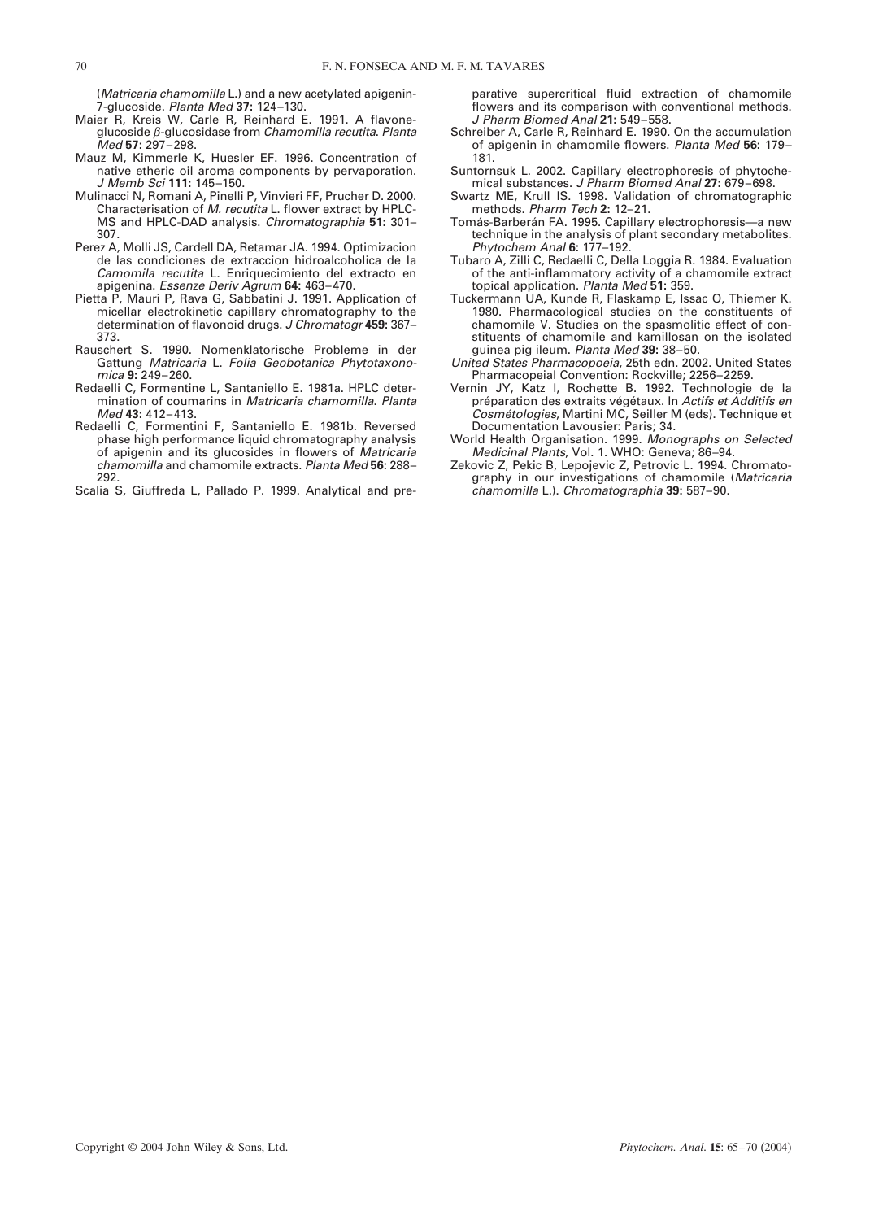(*Matricaria chamomilla* L.) and a new acetylated apigenin-7-glucoside. *Planta Med* **37:** 124–130.

Maier R, Kreis W, Carle R, Reinhard E. 1991. A flavone-glucoside β-glucosidase from *Chamomilla recutita*. *Planta Med* **57:** 297–298.

Mauz M, Kimmerle K, Huesler EF. 1996. Concentration of native etheric oil aroma components by pervaporation. *J Memb Sci* **111:** 145–150.

Mulinacci N, Romani A, Pinelli P, Vinvieri FF, Prucher D. 2000. Characterisation of *M. recutita* L. flower extract by HPLC-MS and HPLC-DAD analysis. *Chromatographia* **51:** 301–307.

Perez A, Molli JS, Cardell DA, Retamar JA. 1994. Optimizacion de las condiciones de extraccion hidroalcoholica de la *Camomila recutita* L. Enriquecimiento del extracto en apigenina. *Essenze Deriv Agrum* **64:** 463–470.

Pietta P, Mauri P, Rava G, Sabbatini J. 1991. Application of micellar electrokinetic capillary chromatography to the determination of flavonoid drugs. *J Chromatogr* **459:** 367–373.

Rauschert S. 1990. Nomenklatorische Probleme in der Gattung *Matricaria* L. *Folia Geobotanica Phytotaxonomica* **9:** 249–260.

Redaelli C, Formentine L, Santaniello E. 1981a. HPLC determination of coumarins in *Matricaria chamomilla*. *Planta Med* **43:** 412–413.

Redaelli C, Formentini F, Santaniello E. 1981b. Reversed phase high performance liquid chromatography analysis of apigenin and its glucosides in flowers of *Matricaria chamomilla* and chamomile extracts. *Planta Med* **56:** 288–292.

Scalia S, Giuffreda L, Pallado P. 1999. Analytical and preparative supercritical fluid extraction of chamomile flowers and its comparison with conventional methods. *J Pharm Biomed Anal* **21:** 549–558.

Schreiber A, Carle R, Reinhard E. 1990. On the accumulation of apigenin in chamomile flowers. *Planta Med* **56:** 179–181.

Suntornsuk L. 2002. Capillary electrophoresis of phytochemical substances. *J Pharm Biomed Anal* **27:** 679–698.

Swartz ME, Krull IS. 1998. Validation of chromatographic methods. *Pharm Tech* **2:** 12–21.

Tomás-Barberán FA. 1995. Capillary electrophoresis—a new technique in the analysis of plant secondary metabolites. *Phytochem Anal* **6:** 177–192.

Tubaro A, Zilli C, Redaelli C, Della Loggia R. 1984. Evaluation of the anti-inflammatory activity of a chamomile extract topical application. *Planta Med* **51:** 359.

Tuckermann UA, Kunde R, Flaskamp E, Issac O, Thiemer K. 1980. Pharmacological studies on the constituents of chamomile V. Studies on the spasmolitic effect of constituents of chamomile and kamillosan on the isolated guinea pig ileum. *Planta Med* **39:** 38–50.

*United States Pharmacopoeia*, 25th edn. 2002. United States Pharmacopeial Convention: Rockville; 2256–2259.

Vernin JY, Katz I, Rochette B. 1992. Technologie de la préparation des extraits végétaux. In *Actifs et Additifs en Cosmétologies*, Martini MC, Seiller M (eds). Technique et Documentation Lavousier: Paris; 34.

World Health Organisation. 1999. *Monographs on Selected Medicinal Plants*, Vol. 1. WHO: Geneva; 86–94.

Zekovic Z, Pekic B, Lepojevic Z, Petrovic L. 1994. Chromatography in our investigations of chamomile (*Matricaria chamomilla* L.). *Chromatographia* **39:** 587–90.